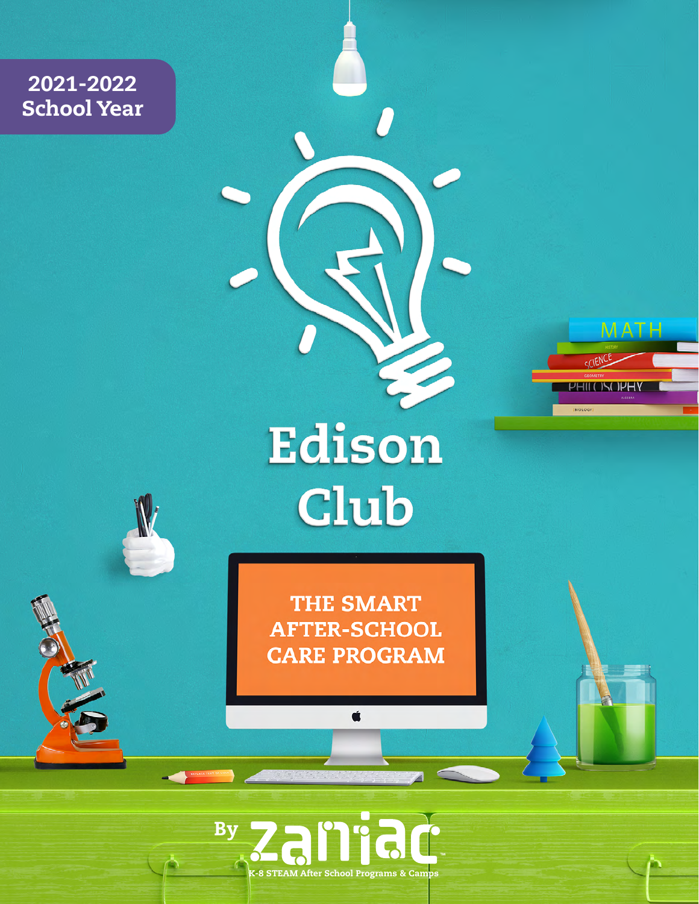**2021-2022 School Year**

# Edison Club

## THE SMART AFTER-SCHOOL CARE PROGRAM

By zaniac™

K-8 STEAM After School Programs & Camps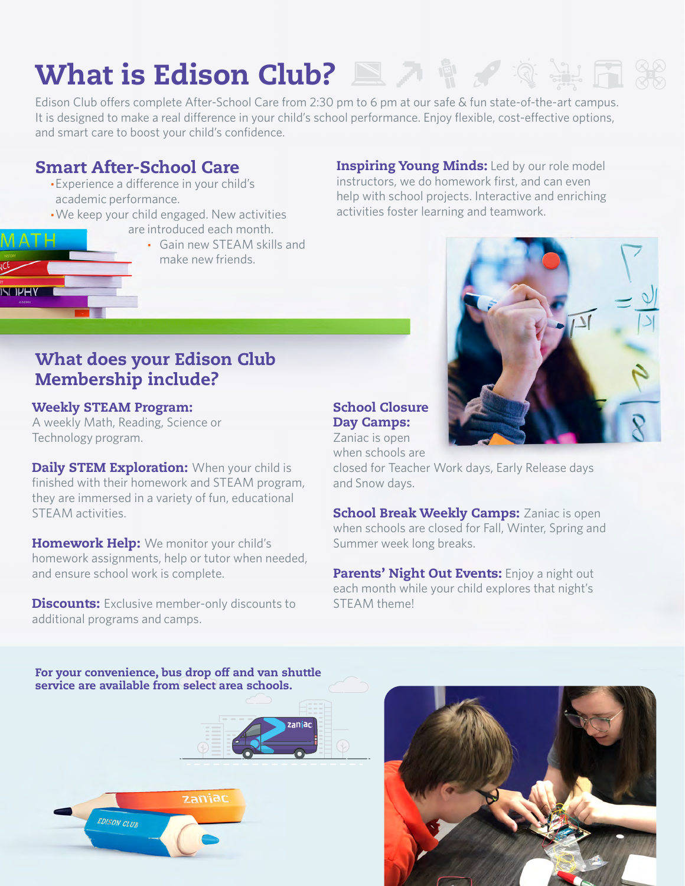# What is Edison Club?

Edison Club offers complete After-School Care from 2:30 pm to 6 pm at our safe & fun state-of-the-art campus. It is designed to make a real difference in your child's school performance. Enjoy flexible, cost-effective options, and smart care to boost your child's confidence.

## Smart After-School Care

- Experience a difference in your child's academic performance.
- We keep your child engaged. New activities are introduced each month.
- Gain new STEAM skills and make new friends.

**Inspiring Young Minds:** Led by our role model instructors, we do homework first, and can even help with school projects. Interactive and enriching activities foster learning and teamwork.

## What does your Edison Club Membership include?

**Weekly STEAM Program:** A weekly Math, Reading, Science or Technology program.

**Daily STEM Exploration:** When your child is finished with their homework and STEAM program, they are immersed in a variety of fun, educational STEAM activities.

**Homework Help:** We monitor your child's homework assignments, help or tutor when needed, and ensure school work is complete.

**Discounts:** Exclusive member-only discounts to additional programs and camps.

**School Closure Day Camps:** Zaniac is open when schools are closed for Teacher Work days, Early Release days and Snow days.

**School Break Weekly Camps:** Zaniac is open when schools are closed for Fall, Winter, Spring and Summer week long breaks.

**Parents' Night Out Events:** Enjoy a night out each month while your child explores that night's STEAM theme!

**For your convenience, bus drop off and van shuttle service are available from select area schools.**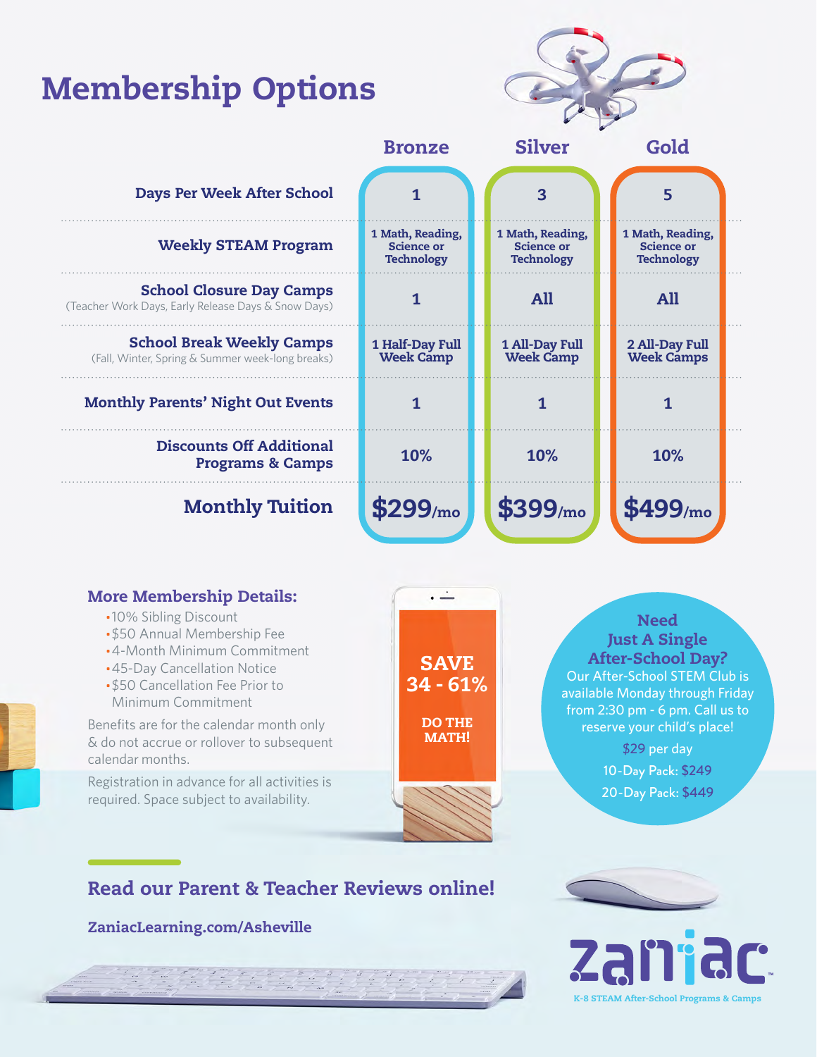# Membership Options

| | Bronze | Silver | Gold |
|---|---|---|---|
| **Days Per Week After School** | 1 | 3 | 5 |
| **Weekly STEAM Program** | 1 Math, Reading, Science or Technology | 1 Math, Reading, Science or Technology | 1 Math, Reading, Science or Technology |
| **School Closure Day Camps** (Teacher Work Days, Early Release Days & Snow Days) | 1 | All | All |
| **School Break Weekly Camps** (Fall, Winter, Spring & Summer week-long breaks) | 1 Half-Day Full Week Camp | 1 All-Day Full Week Camp | 2 All-Day Full Week Camps |
| **Monthly Parents' Night Out Events** | 1 | 1 | 1 |
| **Discounts Off Additional Programs & Camps** | 10% | 10% | 10% |
| **Monthly Tuition** | $299/mo | $399/mo | $499/mo |

## More Membership Details:

- 10% Sibling Discount
- $50 Annual Membership Fee
- 4-Month Minimum Commitment
- 45-Day Cancellation Notice
- $50 Cancellation Fee Prior to Minimum Commitment

Benefits are for the calendar month only & do not accrue or rollover to subsequent calendar months.

Registration in advance for all activities is required. Space subject to availability.

**SAVE 34 - 61%**

**DO THE MATH!**

### Need Just A Single After-School Day?

Our After-School STEM Club is available Monday through Friday from 2:30 pm - 6 pm. Call us to reserve your child's place!

$29 per day

10-Day Pack: $249

20-Day Pack: $449

## Read our Parent & Teacher Reviews online!

**ZaniacLearning.com/Asheville**

zaniac

K-8 STEAM After-School Programs & Camps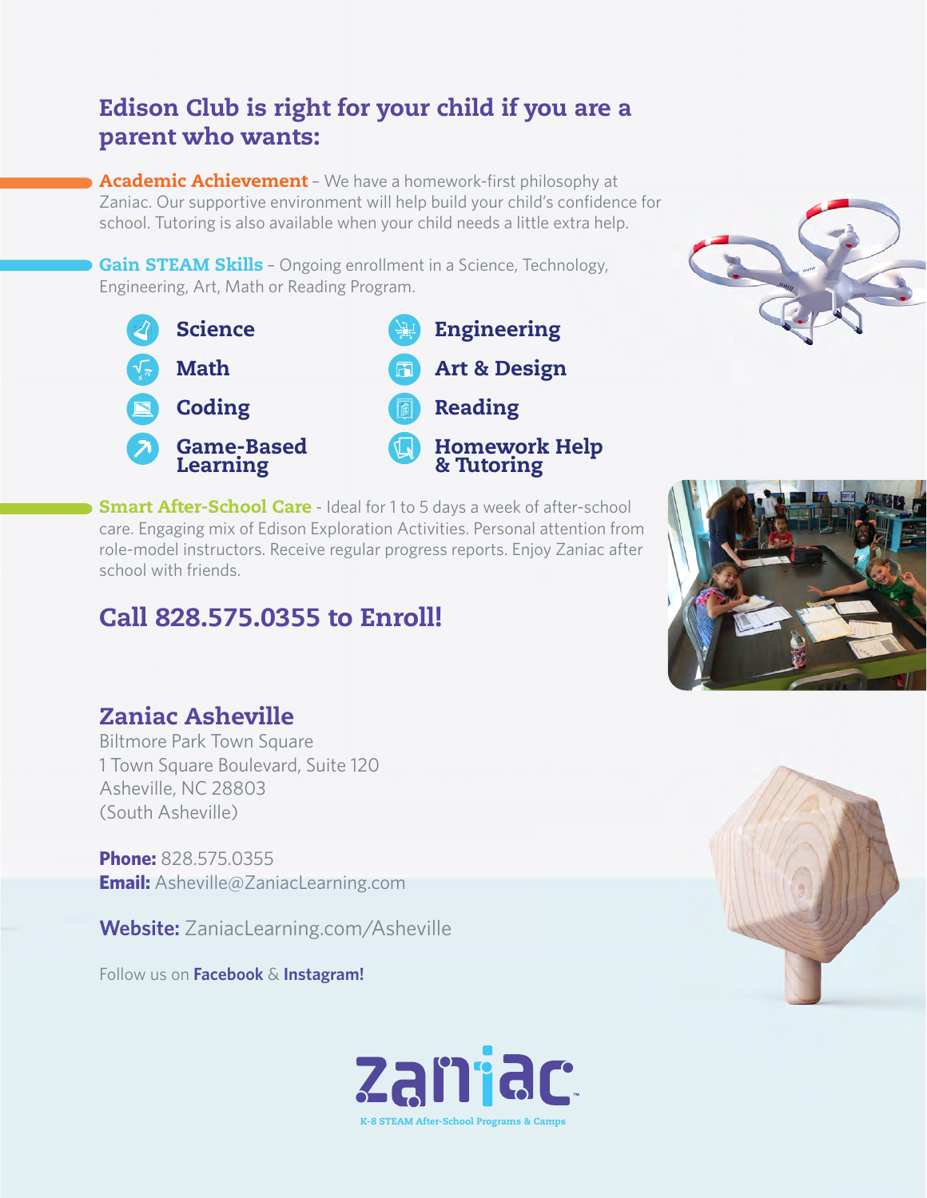## Edison Club is right for your child if you are a parent who wants:

**Academic Achievement** – We have a homework-first philosophy at Zaniac. Our supportive environment will help build your child's confidence for school. Tutoring is also available when your child needs a little extra help.

**Gain STEAM Skills** – Ongoing enrollment in a Science, Technology, Engineering, Art, Math or Reading Program.

- Science
- Math
- Coding
- Game-Based Learning
- Engineering
- Art & Design
- Reading
- Homework Help & Tutoring

**Smart After-School Care** - Ideal for 1 to 5 days a week of after-school care. Engaging mix of Edison Exploration Activities. Personal attention from role-model instructors. Receive regular progress reports. Enjoy Zaniac after school with friends.

## Call 828.575.0355 to Enroll!

## Zaniac Asheville

Biltmore Park Town Square
1 Town Square Boulevard, Suite 120
Asheville, NC 28803
(South Asheville)

**Phone:** 828.575.0355
**Email:** Asheville@ZaniacLearning.com

**Website:** ZaniacLearning.com/Asheville

Follow us on **Facebook** & **Instagram!**

zaniac
K-8 STEAM After-School Programs & Camps